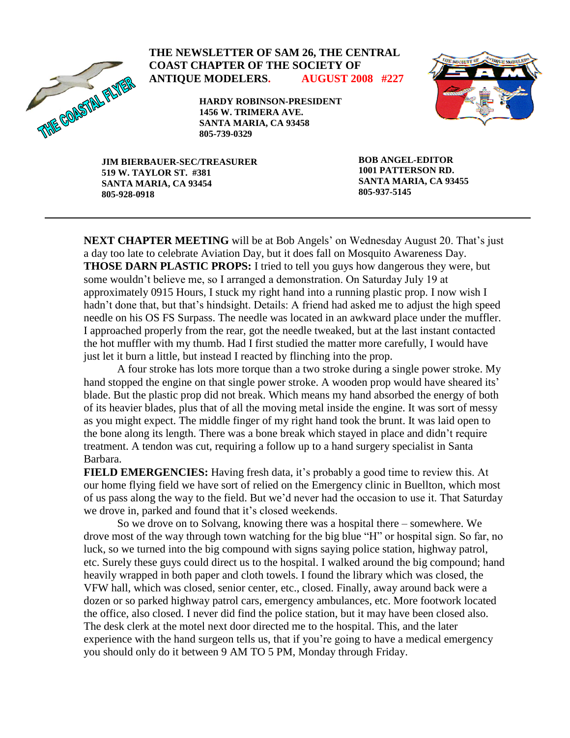**THE NEWSLETTER OF SAM 26, THE CENTRAL COAST CHAPTER OF THE SOCIETY OF ANTIQUE MODELERS.** **AUGUST 2008 #227**

THE COASTAL FLYER

**HARDY ROBINSON-PRESIDENT**
**1456 W. TRIMERA AVE.**
**SANTA MARIA, CA 93458**
**805-739-0329**

**JIM BIERBAUER-SEC/TREASURER**
**519 W. TAYLOR ST. #381**
**SANTA MARIA, CA 93454**
**805-928-0918**

**BOB ANGEL-EDITOR**
**1001 PATTERSON RD.**
**SANTA MARIA, CA 93455**
**805-937-5145**

---

**NEXT CHAPTER MEETING** will be at Bob Angels' on Wednesday August 20. That's just a day too late to celebrate Aviation Day, but it does fall on Mosquito Awareness Day.

**THOSE DARN PLASTIC PROPS:** I tried to tell you guys how dangerous they were, but some wouldn't believe me, so I arranged a demonstration. On Saturday July 19 at approximately 0915 Hours, I stuck my right hand into a running plastic prop. I now wish I hadn't done that, but that's hindsight. Details: A friend had asked me to adjust the high speed needle on his OS FS Surpass. The needle was located in an awkward place under the muffler. I approached properly from the rear, got the needle tweaked, but at the last instant contacted the hot muffler with my thumb. Had I first studied the matter more carefully, I would have just let it burn a little, but instead I reacted by flinching into the prop.

A four stroke has lots more torque than a two stroke during a single power stroke. My hand stopped the engine on that single power stroke. A wooden prop would have sheared its' blade. But the plastic prop did not break. Which means my hand absorbed the energy of both of its heavier blades, plus that of all the moving metal inside the engine. It was sort of messy as you might expect. The middle finger of my right hand took the brunt. It was laid open to the bone along its length. There was a bone break which stayed in place and didn't require treatment. A tendon was cut, requiring a follow up to a hand surgery specialist in Santa Barbara.

**FIELD EMERGENCIES:** Having fresh data, it's probably a good time to review this. At our home flying field we have sort of relied on the Emergency clinic in Buellton, which most of us pass along the way to the field. But we'd never had the occasion to use it. That Saturday we drove in, parked and found that it's closed weekends.

So we drove on to Solvang, knowing there was a hospital there – somewhere. We drove most of the way through town watching for the big blue "H" or hospital sign. So far, no luck, so we turned into the big compound with signs saying police station, highway patrol, etc. Surely these guys could direct us to the hospital. I walked around the big compound; hand heavily wrapped in both paper and cloth towels. I found the library which was closed, the VFW hall, which was closed, senior center, etc., closed. Finally, away around back were a dozen or so parked highway patrol cars, emergency ambulances, etc. More footwork located the office, also closed. I never did find the police station, but it may have been closed also. The desk clerk at the motel next door directed me to the hospital. This, and the later experience with the hand surgeon tells us, that if you're going to have a medical emergency you should only do it between 9 AM TO 5 PM, Monday through Friday.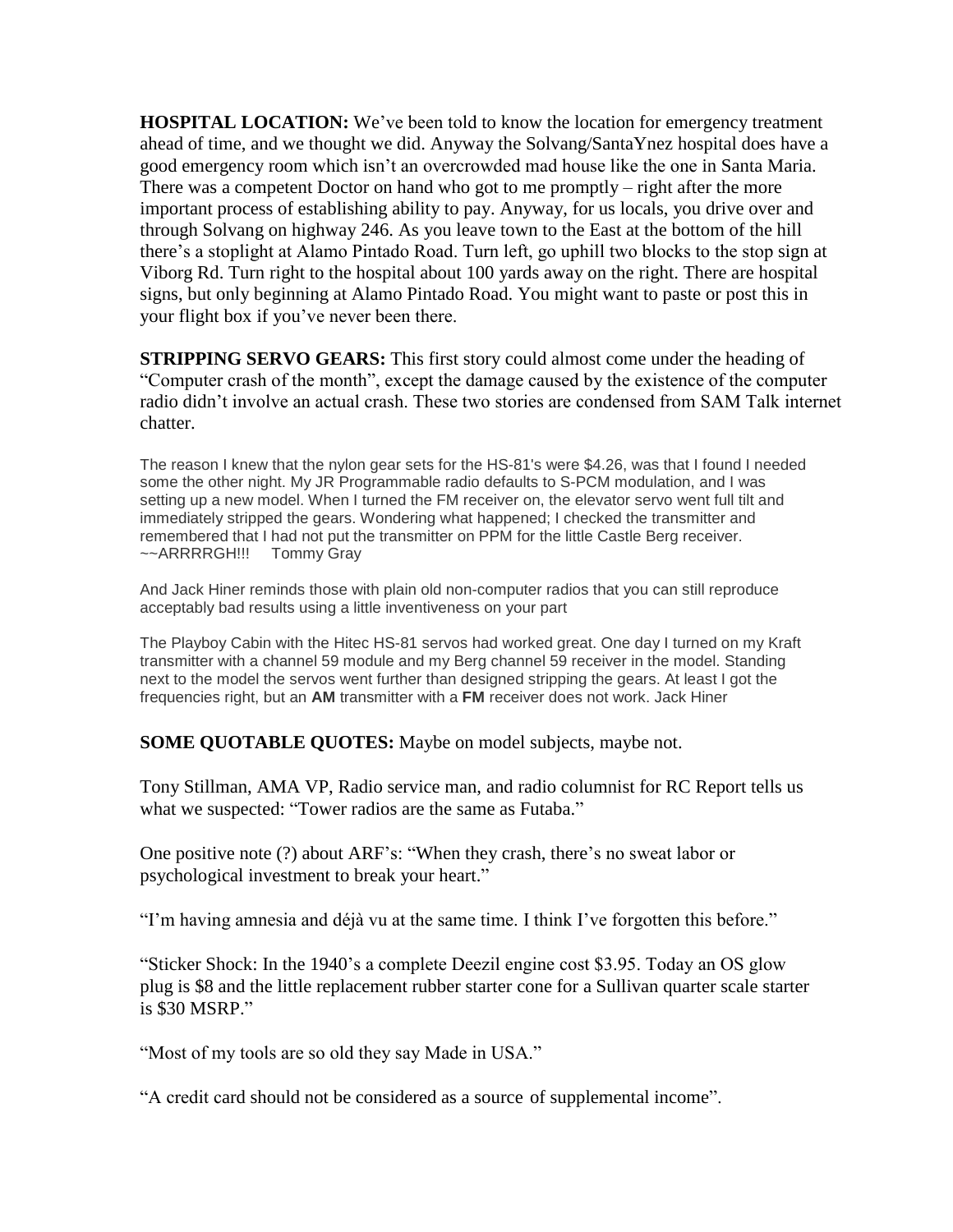**HOSPITAL LOCATION:** We've been told to know the location for emergency treatment ahead of time, and we thought we did. Anyway the Solvang/SantaYnez hospital does have a good emergency room which isn't an overcrowded mad house like the one in Santa Maria. There was a competent Doctor on hand who got to me promptly – right after the more important process of establishing ability to pay. Anyway, for us locals, you drive over and through Solvang on highway 246. As you leave town to the East at the bottom of the hill there's a stoplight at Alamo Pintado Road. Turn left, go uphill two blocks to the stop sign at Viborg Rd. Turn right to the hospital about 100 yards away on the right. There are hospital signs, but only beginning at Alamo Pintado Road. You might want to paste or post this in your flight box if you've never been there.

**STRIPPING SERVO GEARS:** This first story could almost come under the heading of "Computer crash of the month", except the damage caused by the existence of the computer radio didn't involve an actual crash. These two stories are condensed from SAM Talk internet chatter.

The reason I knew that the nylon gear sets for the HS-81's were $4.26, was that I found I needed some the other night. My JR Programmable radio defaults to S-PCM modulation, and I was setting up a new model. When I turned the FM receiver on, the elevator servo went full tilt and immediately stripped the gears. Wondering what happened; I checked the transmitter and remembered that I had not put the transmitter on PPM for the little Castle Berg receiver. ~~ARRRRGH!!! Tommy Gray

And Jack Hiner reminds those with plain old non-computer radios that you can still reproduce acceptably bad results using a little inventiveness on your part

The Playboy Cabin with the Hitec HS-81 servos had worked great. One day I turned on my Kraft transmitter with a channel 59 module and my Berg channel 59 receiver in the model. Standing next to the model the servos went further than designed stripping the gears. At least I got the frequencies right, but an **AM** transmitter with a **FM** receiver does not work. Jack Hiner

**SOME QUOTABLE QUOTES:** Maybe on model subjects, maybe not.

Tony Stillman, AMA VP, Radio service man, and radio columnist for RC Report tells us what we suspected: "Tower radios are the same as Futaba."

One positive note (?) about ARF's: "When they crash, there's no sweat labor or psychological investment to break your heart."

"I'm having amnesia and déjà vu at the same time. I think I've forgotten this before."

"Sticker Shock: In the 1940's a complete Deezil engine cost $3.95. Today an OS glow plug is $8 and the little replacement rubber starter cone for a Sullivan quarter scale starter is $30 MSRP."

"Most of my tools are so old they say Made in USA."

"A credit card should not be considered as a source of supplemental income".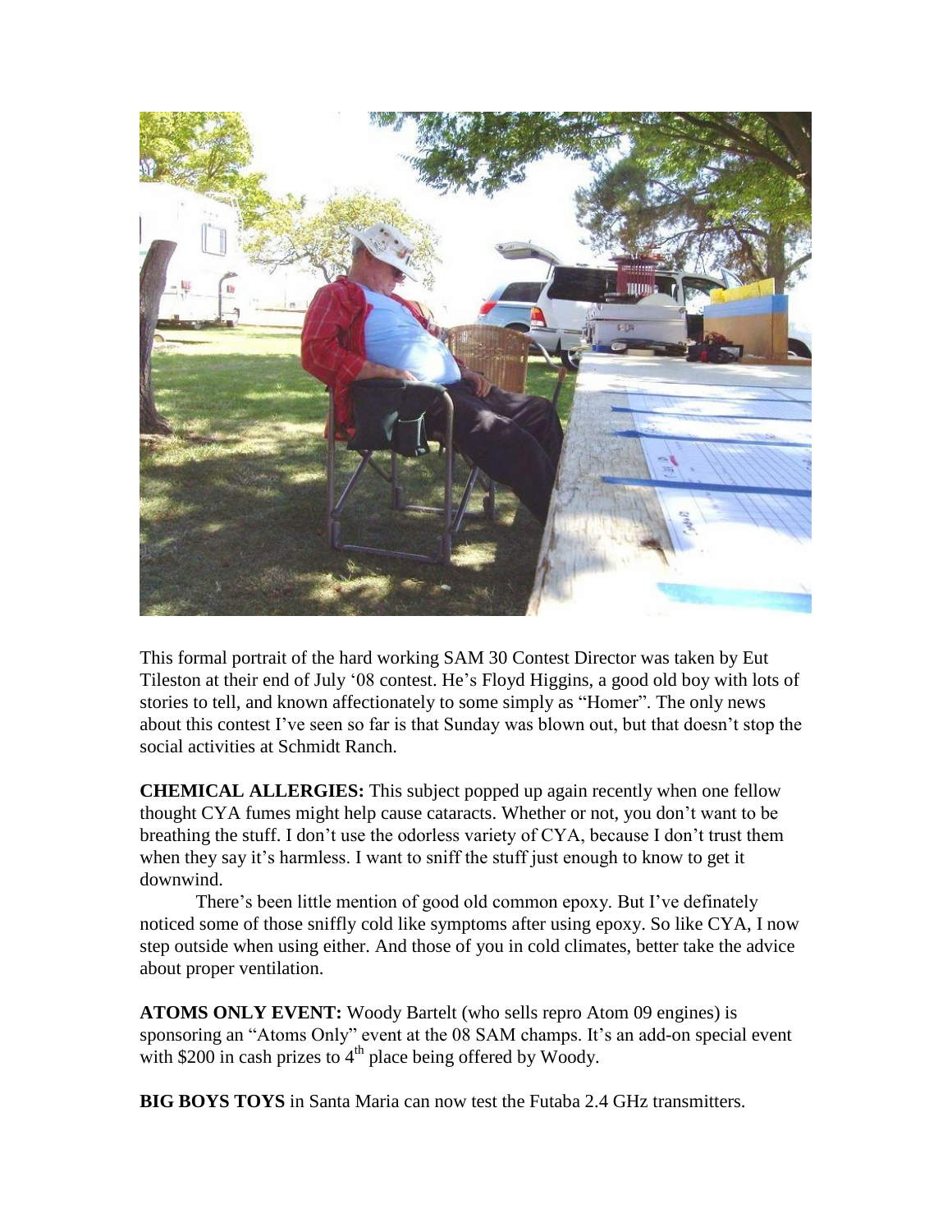This formal portrait of the hard working SAM 30 Contest Director was taken by Eut Tileston at their end of July '08 contest. He's Floyd Higgins, a good old boy with lots of stories to tell, and known affectionately to some simply as "Homer". The only news about this contest I've seen so far is that Sunday was blown out, but that doesn't stop the social activities at Schmidt Ranch.

**CHEMICAL ALLERGIES:** This subject popped up again recently when one fellow thought CYA fumes might help cause cataracts. Whether or not, you don't want to be breathing the stuff. I don't use the odorless variety of CYA, because I don't trust them when they say it's harmless. I want to sniff the stuff just enough to know to get it downwind.

There's been little mention of good old common epoxy. But I've definately noticed some of those sniffly cold like symptoms after using epoxy. So like CYA, I now step outside when using either. And those of you in cold climates, better take the advice about proper ventilation.

**ATOMS ONLY EVENT:** Woody Bartelt (who sells repro Atom 09 engines) is sponsoring an "Atoms Only" event at the 08 SAM champs. It's an add-on special event with $200 in cash prizes to 4th place being offered by Woody.

**BIG BOYS TOYS** in Santa Maria can now test the Futaba 2.4 GHz transmitters.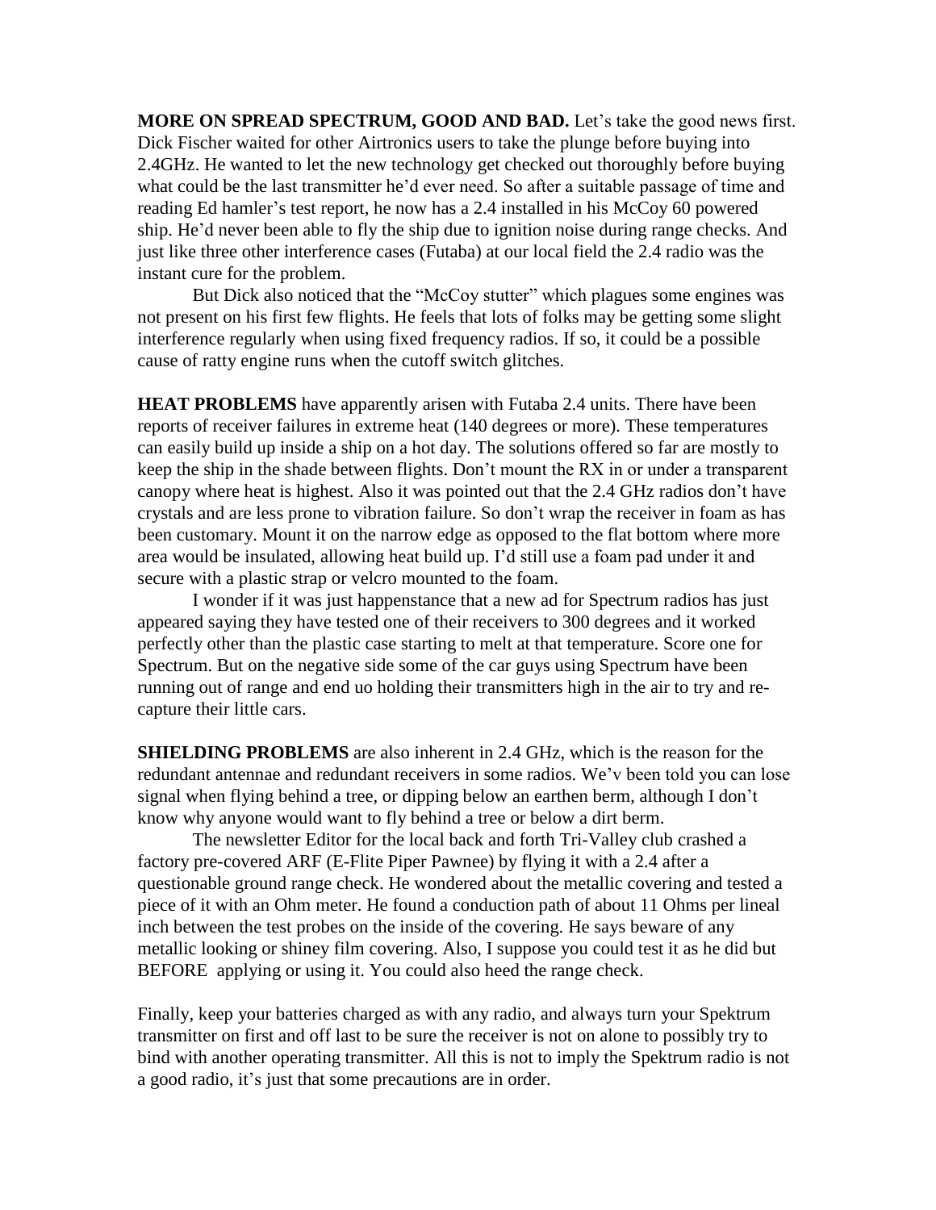**MORE ON SPREAD SPECTRUM, GOOD AND BAD.** Let's take the good news first. Dick Fischer waited for other Airtronics users to take the plunge before buying into 2.4GHz. He wanted to let the new technology get checked out thoroughly before buying what could be the last transmitter he'd ever need. So after a suitable passage of time and reading Ed hamler's test report, he now has a 2.4 installed in his McCoy 60 powered ship. He'd never been able to fly the ship due to ignition noise during range checks. And just like three other interference cases (Futaba) at our local field the 2.4 radio was the instant cure for the problem.

But Dick also noticed that the "McCoy stutter" which plagues some engines was not present on his first few flights. He feels that lots of folks may be getting some slight interference regularly when using fixed frequency radios. If so, it could be a possible cause of ratty engine runs when the cutoff switch glitches.

**HEAT PROBLEMS** have apparently arisen with Futaba 2.4 units. There have been reports of receiver failures in extreme heat (140 degrees or more). These temperatures can easily build up inside a ship on a hot day. The solutions offered so far are mostly to keep the ship in the shade between flights. Don't mount the RX in or under a transparent canopy where heat is highest. Also it was pointed out that the 2.4 GHz radios don't have crystals and are less prone to vibration failure. So don't wrap the receiver in foam as has been customary. Mount it on the narrow edge as opposed to the flat bottom where more area would be insulated, allowing heat build up. I'd still use a foam pad under it and secure with a plastic strap or velcro mounted to the foam.

I wonder if it was just happenstance that a new ad for Spectrum radios has just appeared saying they have tested one of their receivers to 300 degrees and it worked perfectly other than the plastic case starting to melt at that temperature. Score one for Spectrum. But on the negative side some of the car guys using Spectrum have been running out of range and end uo holding their transmitters high in the air to try and re-capture their little cars.

**SHIELDING PROBLEMS** are also inherent in 2.4 GHz, which is the reason for the redundant antennae and redundant receivers in some radios. We'v been told you can lose signal when flying behind a tree, or dipping below an earthen berm, although I don't know why anyone would want to fly behind a tree or below a dirt berm.

The newsletter Editor for the local back and forth Tri-Valley club crashed a factory pre-covered ARF (E-Flite Piper Pawnee) by flying it with a 2.4 after a questionable ground range check. He wondered about the metallic covering and tested a piece of it with an Ohm meter. He found a conduction path of about 11 Ohms per lineal inch between the test probes on the inside of the covering. He says beware of any metallic looking or shiney film covering. Also, I suppose you could test it as he did but BEFORE applying or using it. You could also heed the range check.

Finally, keep your batteries charged as with any radio, and always turn your Spektrum transmitter on first and off last to be sure the receiver is not on alone to possibly try to bind with another operating transmitter. All this is not to imply the Spektrum radio is not a good radio, it's just that some precautions are in order.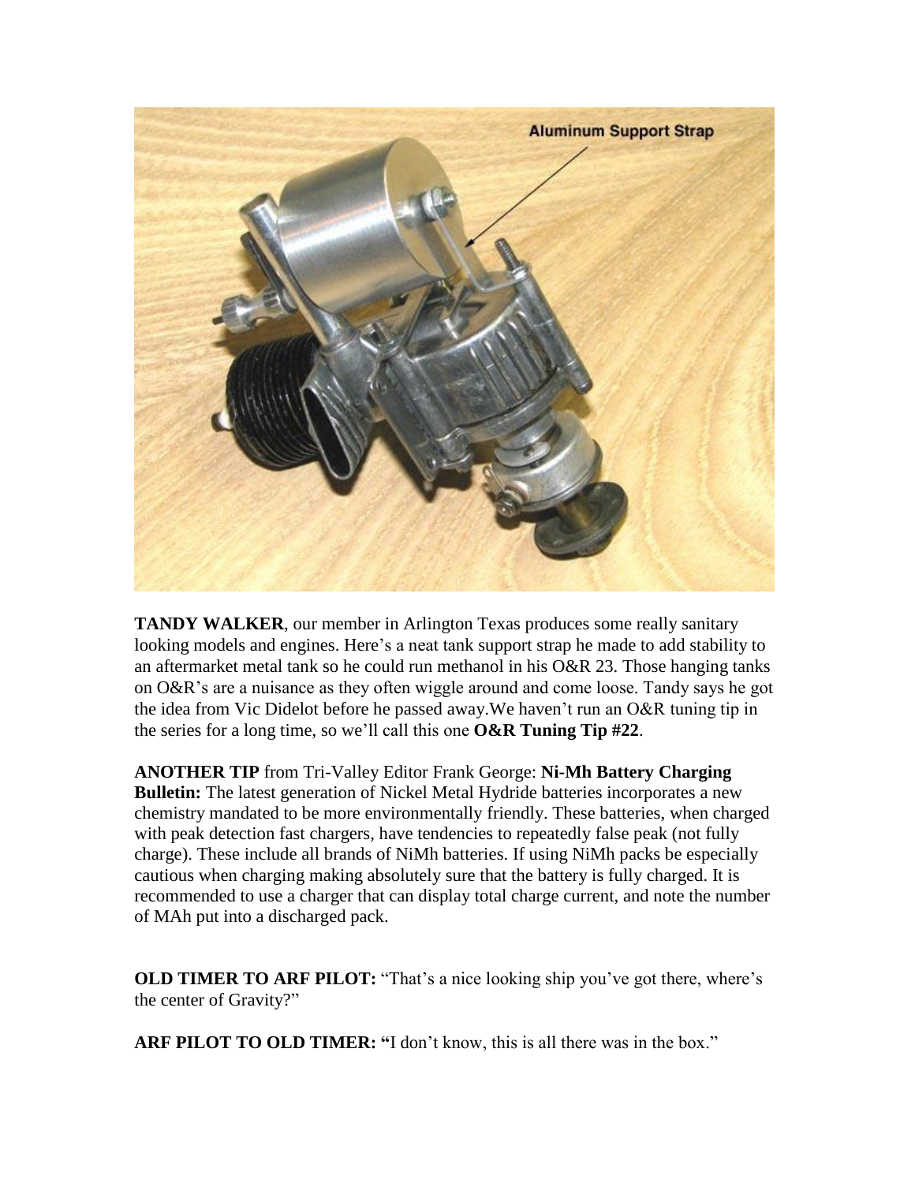**TANDY WALKER**, our member in Arlington Texas produces some really sanitary looking models and engines. Here's a neat tank support strap he made to add stability to an aftermarket metal tank so he could run methanol in his O&R 23. Those hanging tanks on O&R's are a nuisance as they often wiggle around and come loose. Tandy says he got the idea from Vic Didelot before he passed away.We haven't run an O&R tuning tip in the series for a long time, so we'll call this one **O&R Tuning Tip #22**.

**ANOTHER TIP** from Tri-Valley Editor Frank George: **Ni-Mh Battery Charging Bulletin:** The latest generation of Nickel Metal Hydride batteries incorporates a new chemistry mandated to be more environmentally friendly. These batteries, when charged with peak detection fast chargers, have tendencies to repeatedly false peak (not fully charge). These include all brands of NiMh batteries. If using NiMh packs be especially cautious when charging making absolutely sure that the battery is fully charged. It is recommended to use a charger that can display total charge current, and note the number of MAh put into a discharged pack.

**OLD TIMER TO ARF PILOT:** "That's a nice looking ship you've got there, where's the center of Gravity?"

**ARF PILOT TO OLD TIMER: "**I don't know, this is all there was in the box."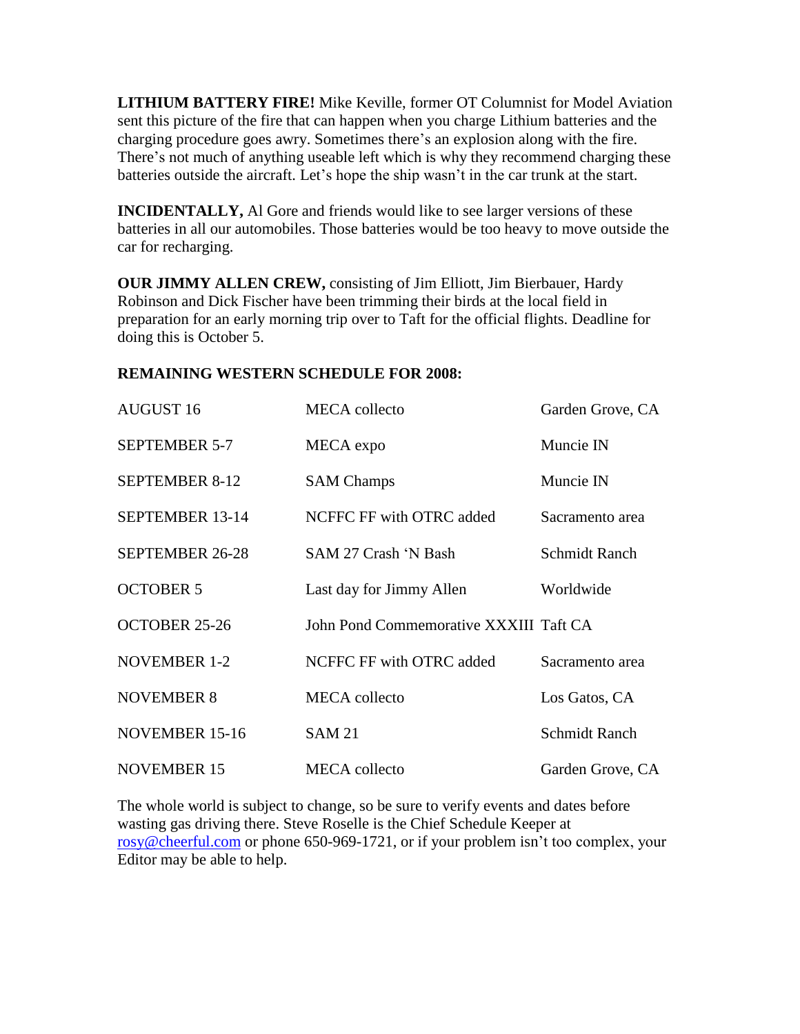**LITHIUM BATTERY FIRE!** Mike Keville, former OT Columnist for Model Aviation sent this picture of the fire that can happen when you charge Lithium batteries and the charging procedure goes awry. Sometimes there's an explosion along with the fire. There's not much of anything useable left which is why they recommend charging these batteries outside the aircraft. Let's hope the ship wasn't in the car trunk at the start.

**INCIDENTALLY,** Al Gore and friends would like to see larger versions of these batteries in all our automobiles. Those batteries would be too heavy to move outside the car for recharging.

**OUR JIMMY ALLEN CREW,** consisting of Jim Elliott, Jim Bierbauer, Hardy Robinson and Dick Fischer have been trimming their birds at the local field in preparation for an early morning trip over to Taft for the official flights. Deadline for doing this is October 5.

**REMAINING WESTERN SCHEDULE FOR 2008:**

| | | |
|---|---|---|
| AUGUST 16 | MECA collecto | Garden Grove, CA |
| SEPTEMBER 5-7 | MECA expo | Muncie IN |
| SEPTEMBER 8-12 | SAM Champs | Muncie IN |
| SEPTEMBER 13-14 | NCFFC FF with OTRC added | Sacramento area |
| SEPTEMBER 26-28 | SAM 27 Crash 'N Bash | Schmidt Ranch |
| OCTOBER 5 | Last day for Jimmy Allen | Worldwide |
| OCTOBER 25-26 | John Pond Commemorative XXXIII | Taft CA |
| NOVEMBER 1-2 | NCFFC FF with OTRC added | Sacramento area |
| NOVEMBER 8 | MECA collecto | Los Gatos, CA |
| NOVEMBER 15-16 | SAM 21 | Schmidt Ranch |
| NOVEMBER 15 | MECA collecto | Garden Grove, CA |

The whole world is subject to change, so be sure to verify events and dates before wasting gas driving there. Steve Roselle is the Chief Schedule Keeper at rosy@cheerful.com or phone 650-969-1721, or if your problem isn't too complex, your Editor may be able to help.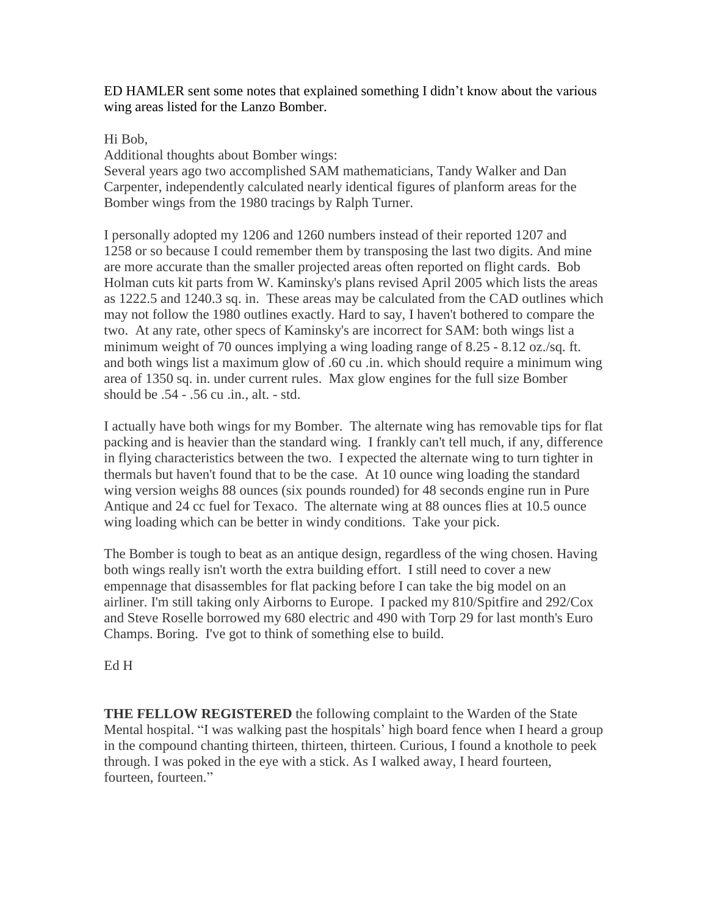ED HAMLER sent some notes that explained something I didn't know about the various wing areas listed for the Lanzo Bomber.

Hi Bob,

Additional thoughts about Bomber wings:

Several years ago two accomplished SAM mathematicians, Tandy Walker and Dan Carpenter, independently calculated nearly identical figures of planform areas for the Bomber wings from the 1980 tracings by Ralph Turner.

I personally adopted my 1206 and 1260 numbers instead of their reported 1207 and 1258 or so because I could remember them by transposing the last two digits. And mine are more accurate than the smaller projected areas often reported on flight cards. Bob Holman cuts kit parts from W. Kaminsky's plans revised April 2005 which lists the areas as 1222.5 and 1240.3 sq. in. These areas may be calculated from the CAD outlines which may not follow the 1980 outlines exactly. Hard to say, I haven't bothered to compare the two. At any rate, other specs of Kaminsky's are incorrect for SAM: both wings list a minimum weight of 70 ounces implying a wing loading range of 8.25 - 8.12 oz./sq. ft. and both wings list a maximum glow of .60 cu .in. which should require a minimum wing area of 1350 sq. in. under current rules. Max glow engines for the full size Bomber should be .54 - .56 cu .in., alt. - std.

I actually have both wings for my Bomber. The alternate wing has removable tips for flat packing and is heavier than the standard wing. I frankly can't tell much, if any, difference in flying characteristics between the two. I expected the alternate wing to turn tighter in thermals but haven't found that to be the case. At 10 ounce wing loading the standard wing version weighs 88 ounces (six pounds rounded) for 48 seconds engine run in Pure Antique and 24 cc fuel for Texaco. The alternate wing at 88 ounces flies at 10.5 ounce wing loading which can be better in windy conditions. Take your pick.

The Bomber is tough to beat as an antique design, regardless of the wing chosen. Having both wings really isn't worth the extra building effort. I still need to cover a new empennage that disassembles for flat packing before I can take the big model on an airliner. I'm still taking only Airborns to Europe. I packed my 810/Spitfire and 292/Cox and Steve Roselle borrowed my 680 electric and 490 with Torp 29 for last month's Euro Champs. Boring. I've got to think of something else to build.

Ed H

**THE FELLOW REGISTERED** the following complaint to the Warden of the State Mental hospital. "I was walking past the hospitals' high board fence when I heard a group in the compound chanting thirteen, thirteen, thirteen. Curious, I found a knothole to peek through. I was poked in the eye with a stick. As I walked away, I heard fourteen, fourteen, fourteen."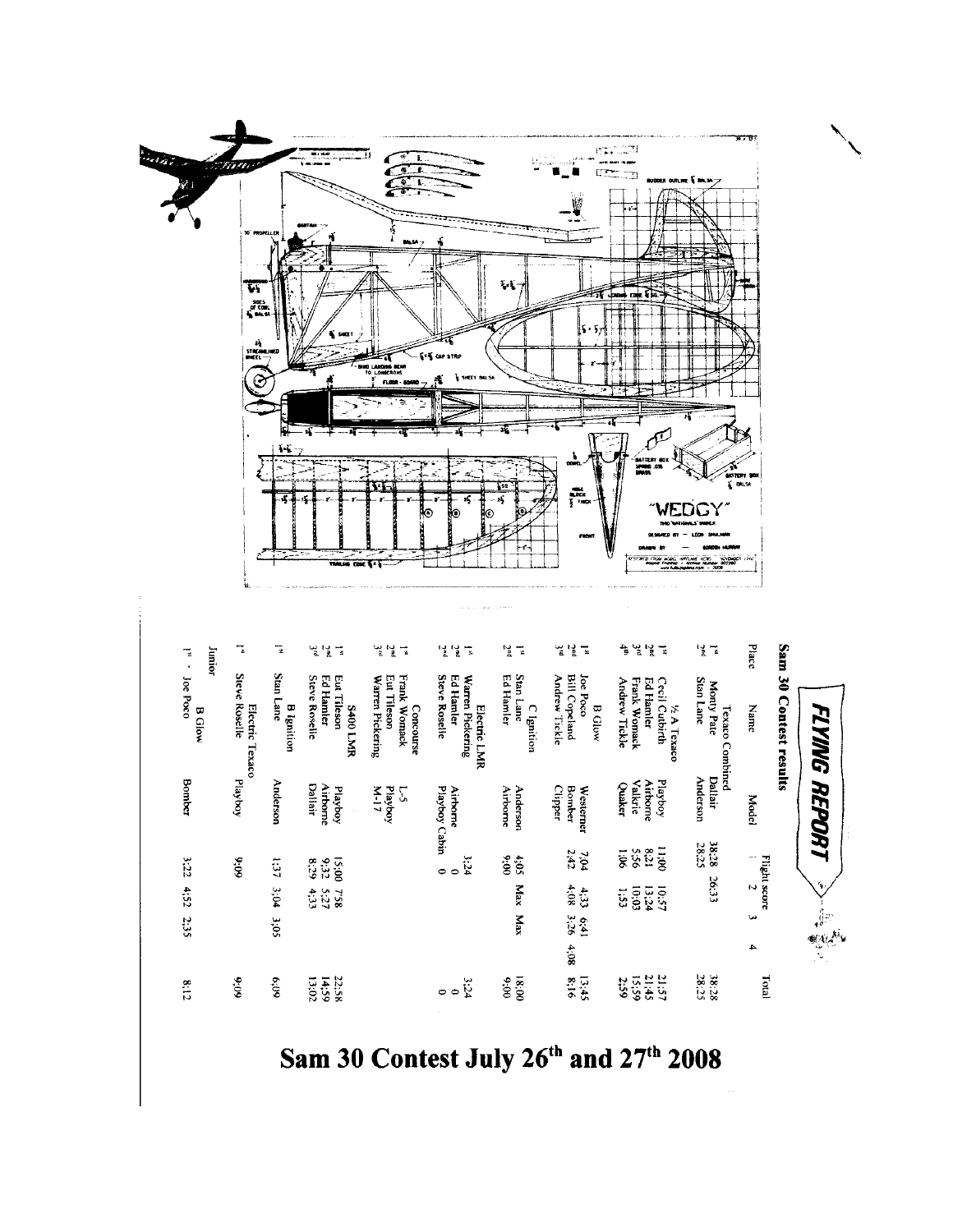"WEDGY"

1940 NATIONALS' WINNER

DESIGNED BY — LEON SHULMAN

DRAWN BY — GORDON MURRAY

# FLYING REPORT

## Sam 30 Contest results

| Place | Name | Model | Flight score 1 | 2 | 3 | 4 | Total |
|---|---|---|---|---|---|---|---|
| | **Texaco Combined** | | | | | | |
| 1st | Monty Pate | Dallair | 38:28 | 26:33 | | | 38:28 |
| 2nd | Stan Lane | Anderson | 28:25 | | | | 28:25 |
| | **½ A Texaco** | | | | | | |
| 1st | Cecil Cutbirth | Playboy | 11:00 | 10:57 | | | 21:57 |
| 2nd | Ed Hamler | Airborne | 8:21 | 13:24 | | | 21:45 |
| 3rd | Frank Womack | Valkrie | 5:56 | 10:03 | | | 15:59 |
| 4th | Andrew Tickle | Quaker | 1:06 | 1:53 | | | 2:59 |
| | **B Glow** | | | | | | |
| 1st | Joe Poco | Westerner | 7:04 | 4:33 | 6:41 | | 13:45 |
| 2nd | Bill Copeland | Bomber | 2:42 | 4:08 | 3:26 | 4:08 | 8:16 |
| 3rd | Andrew Tickle | Clipper | | | | | |
| | **C Ignition** | | | | | | |
| 1st | Stan Lane | Anderson | 4:05 | Max | Max | | 18:00 |
| 2nd | Ed Hamler | Airborne | 9:00 | | | | 9:00 |
| | **Electric LMR** | | | | | | |
| 1st | Warren Pickering | Airborne | 3:24 | | | | 3:24 |
| 2nd | Ed Hamler | | 0 | | | | 0 |
| 3rd | Steve Roselle | Playboy Cabin | 0 | | | | 0 |
| | **Concourse** | | | | | | |
| 1st | Frank Womack | L-5 | | | | | |
| 2nd | Eut Tileson | Playboy | | | | | |
| 3rd | Warren Pickering | M-17 | | | | | |
| | **S400 LMR** | | | | | | |
| 1st | Eut Tileson | Playboy | 15:00 | 7:58 | | | 22:58 |
| 2nd | Ed Hamler | Airborne | 9:32 | 5:27 | | | 14:59 |
| 3rd | Steve Roselle | Dallair | 8:29 | 4:33 | | | 13:02 |
| | **B Ignition** | | | | | | |
| 1st | Stan Lane | Anderson | 1:37 | 3:04 | 3:05 | | 6:09 |
| | **Electric Texaco** | | | | | | |
| 1st | Steve Roselle | Playboy | 9:09 | | | | 9:09 |
| Junior | **B Glow** | | | | | | |
| 1st | Joe Poco | Bomber | 3:22 | 4:52 | 2:35 | | 8:12 |

# Sam 30 Contest July 26th and 27th 2008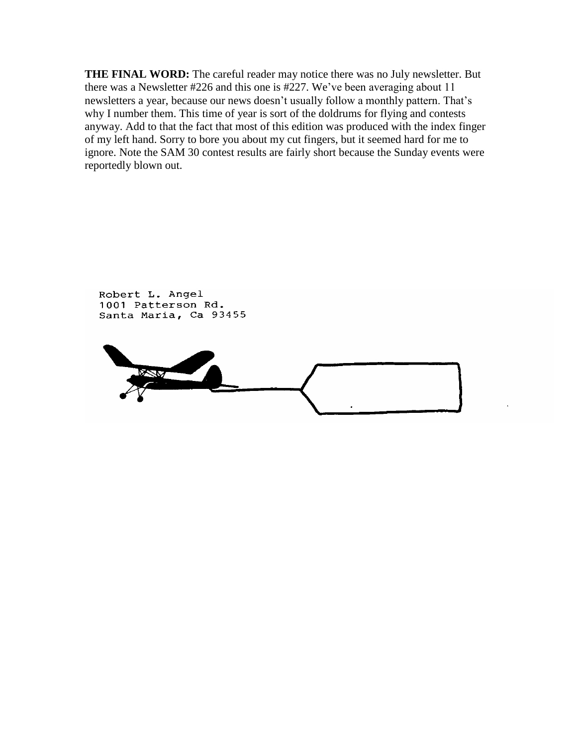**THE FINAL WORD:** The careful reader may notice there was no July newsletter. But there was a Newsletter #226 and this one is #227. We've been averaging about 11 newsletters a year, because our news doesn't usually follow a monthly pattern. That's why I number them. This time of year is sort of the doldrums for flying and contests anyway. Add to that the fact that most of this edition was produced with the index finger of my left hand. Sorry to bore you about my cut fingers, but it seemed hard for me to ignore. Note the SAM 30 contest results are fairly short because the Sunday events were reportedly blown out.

Robert L. Angel
1001 Patterson Rd.
Santa Maria, Ca 93455